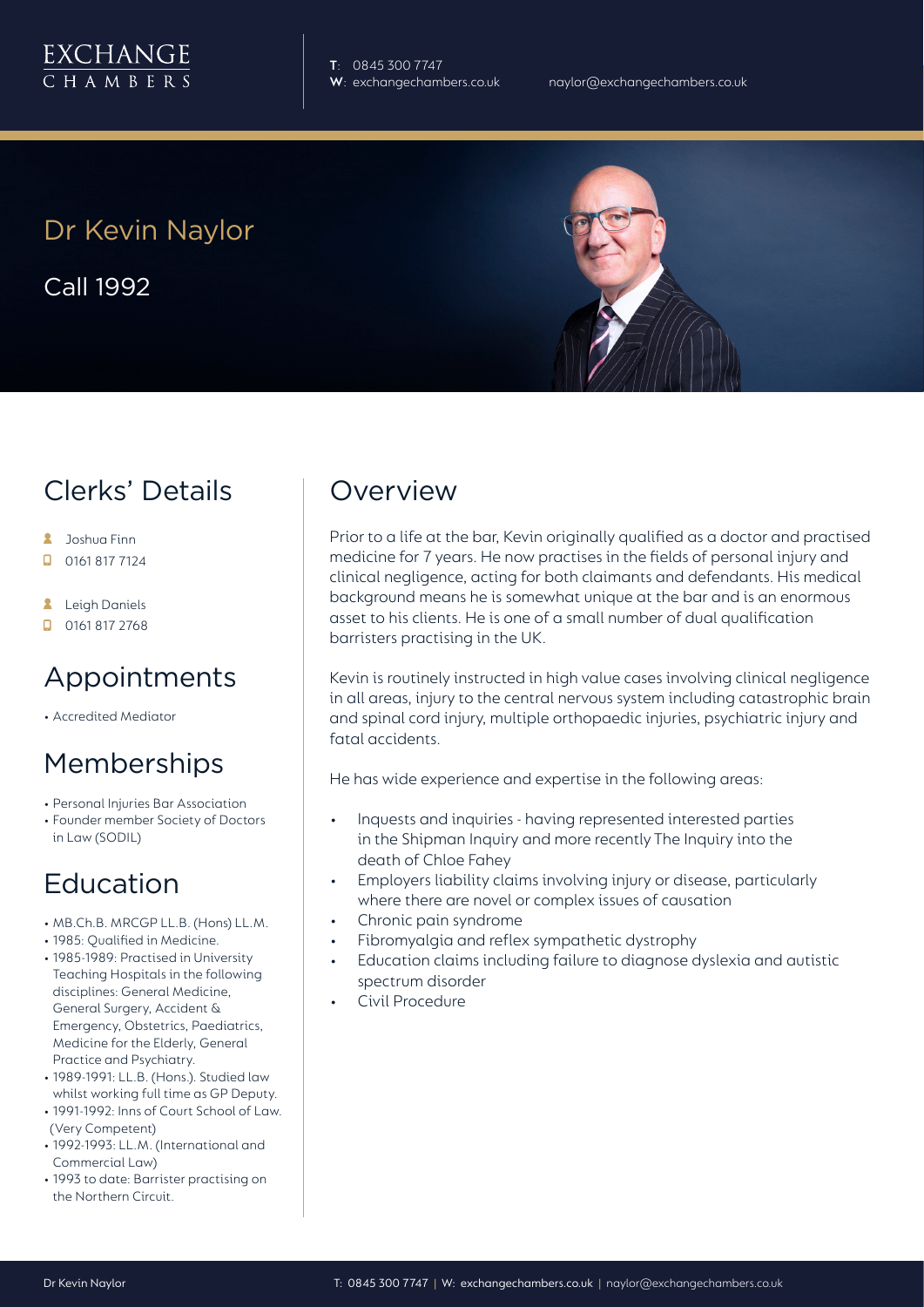EXCHANGE CHAMBERS

**T**: 0845 300 7747
**W**: exchangechambers.co.uk

naylor@exchangechambers.co.uk

# Dr Kevin Naylor

Call 1992

## Clerks' Details

- Joshua Finn
- 0161 817 7124
- Leigh Daniels
- 0161 817 2768

## Appointments

- Accredited Mediator

## Memberships

- Personal Injuries Bar Association
- Founder member Society of Doctors in Law (SODIL)

## Education

- MB.Ch.B. MRCGP LL.B. (Hons) LL.M.
- 1985: Qualified in Medicine.
- 1985-1989: Practised in University Teaching Hospitals in the following disciplines: General Medicine, General Surgery, Accident & Emergency, Obstetrics, Paediatrics, Medicine for the Elderly, General Practice and Psychiatry.
- 1989-1991: LL.B. (Hons.). Studied law whilst working full time as GP Deputy.
- 1991-1992: Inns of Court School of Law. (Very Competent)
- 1992-1993: LL.M. (International and Commercial Law)
- 1993 to date: Barrister practising on the Northern Circuit.

## Overview

Prior to a life at the bar, Kevin originally qualified as a doctor and practised medicine for 7 years. He now practises in the fields of personal injury and clinical negligence, acting for both claimants and defendants. His medical background means he is somewhat unique at the bar and is an enormous asset to his clients. He is one of a small number of dual qualification barristers practising in the UK.

Kevin is routinely instructed in high value cases involving clinical negligence in all areas, injury to the central nervous system including catastrophic brain and spinal cord injury, multiple orthopaedic injuries, psychiatric injury and fatal accidents.

He has wide experience and expertise in the following areas:

- Inquests and inquiries - having represented interested parties in the Shipman Inquiry and more recently The Inquiry into the death of Chloe Fahey
- Employers liability claims involving injury or disease, particularly where there are novel or complex issues of causation
- Chronic pain syndrome
- Fibromyalgia and reflex sympathetic dystrophy
- Education claims including failure to diagnose dyslexia and autistic spectrum disorder
- Civil Procedure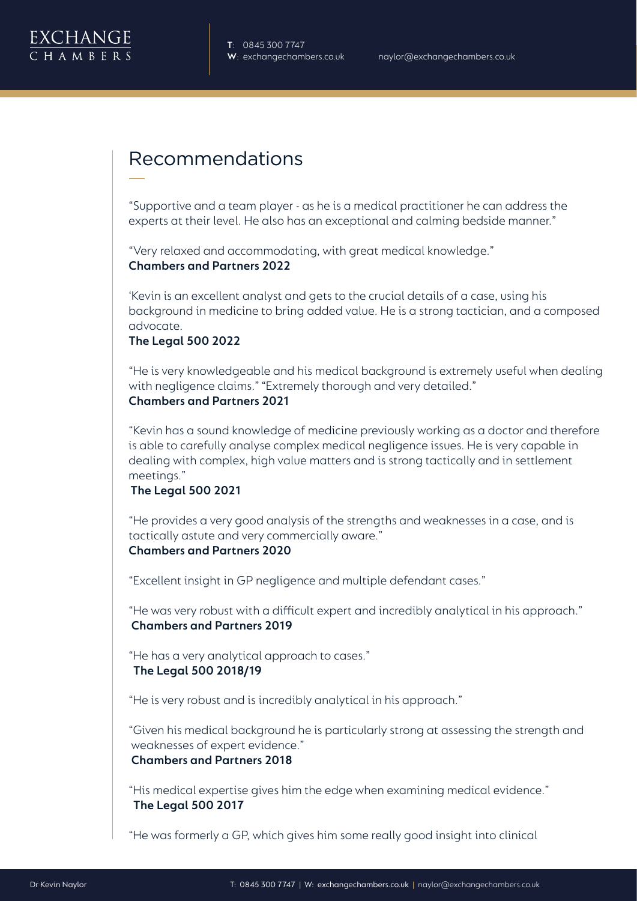## Recommendations

"Supportive and a team player - as he is a medical practitioner he can address the experts at their level. He also has an exceptional and calming bedside manner."

"Very relaxed and accommodating, with great medical knowledge."
**Chambers and Partners 2022**

'Kevin is an excellent analyst and gets to the crucial details of a case, using his background in medicine to bring added value. He is a strong tactician, and a composed advocate.
**The Legal 500 2022**

"He is very knowledgeable and his medical background is extremely useful when dealing with negligence claims." "Extremely thorough and very detailed."
**Chambers and Partners 2021**

"Kevin has a sound knowledge of medicine previously working as a doctor and therefore is able to carefully analyse complex medical negligence issues. He is very capable in dealing with complex, high value matters and is strong tactically and in settlement meetings."
**The Legal 500 2021**

"He provides a very good analysis of the strengths and weaknesses in a case, and is tactically astute and very commercially aware."
**Chambers and Partners 2020**

"Excellent insight in GP negligence and multiple defendant cases."

"He was very robust with a difficult expert and incredibly analytical in his approach."
**Chambers and Partners 2019**

"He has a very analytical approach to cases."
**The Legal 500 2018/19**

"He is very robust and is incredibly analytical in his approach."

"Given his medical background he is particularly strong at assessing the strength and weaknesses of expert evidence."
**Chambers and Partners 2018**

"His medical expertise gives him the edge when examining medical evidence."
**The Legal 500 2017**

"He was formerly a GP, which gives him some really good insight into clinical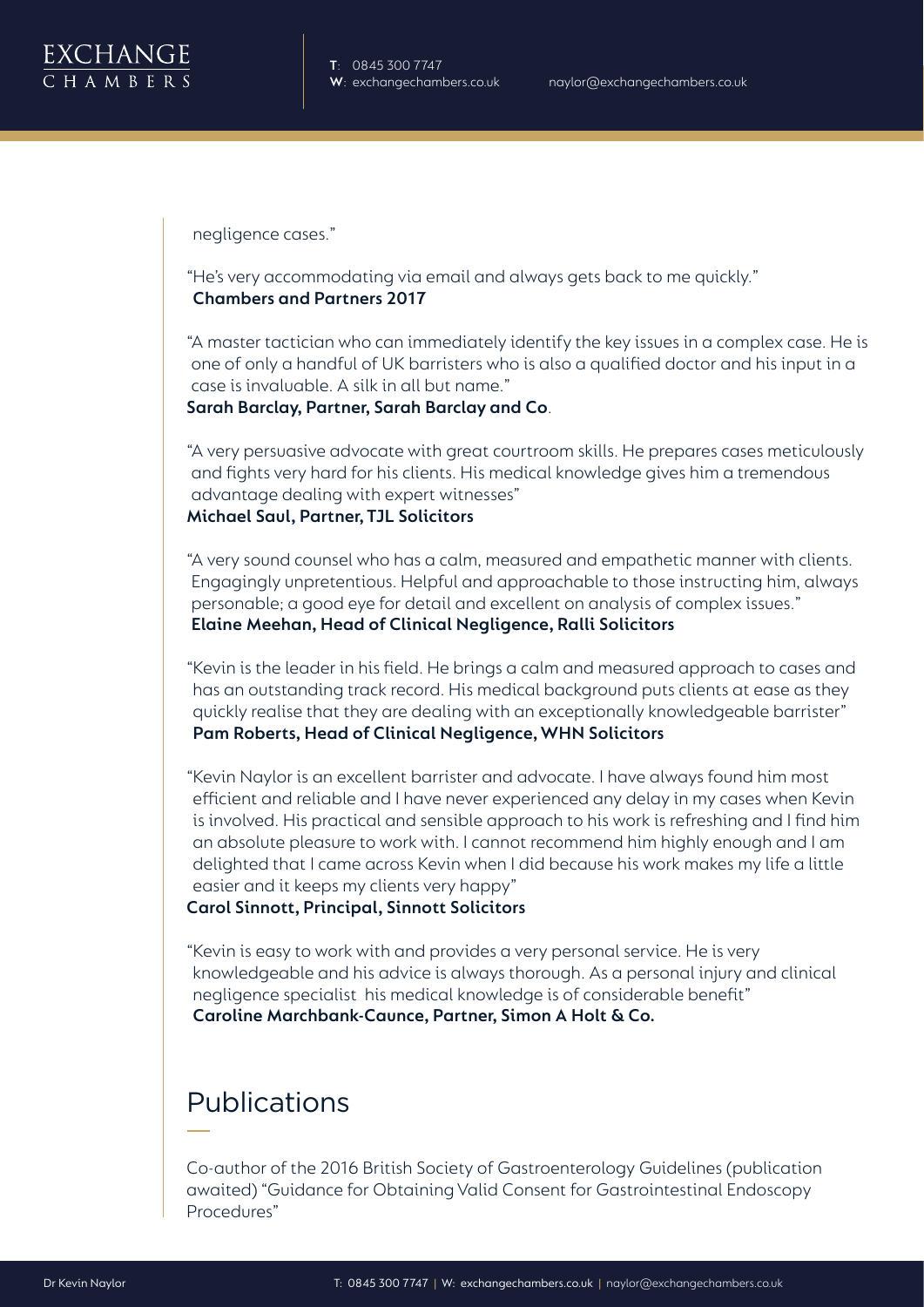negligence cases."

"He's very accommodating via email and always gets back to me quickly."
**Chambers and Partners 2017**

"A master tactician who can immediately identify the key issues in a complex case. He is one of only a handful of UK barristers who is also a qualified doctor and his input in a case is invaluable. A silk in all but name."
**Sarah Barclay, Partner, Sarah Barclay and Co**.

"A very persuasive advocate with great courtroom skills. He prepares cases meticulously and fights very hard for his clients. His medical knowledge gives him a tremendous advantage dealing with expert witnesses"
**Michael Saul, Partner, TJL Solicitors**

"A very sound counsel who has a calm, measured and empathetic manner with clients. Engagingly unpretentious. Helpful and approachable to those instructing him, always personable; a good eye for detail and excellent on analysis of complex issues."
**Elaine Meehan, Head of Clinical Negligence, Ralli Solicitors**

"Kevin is the leader in his field. He brings a calm and measured approach to cases and has an outstanding track record. His medical background puts clients at ease as they quickly realise that they are dealing with an exceptionally knowledgeable barrister"
**Pam Roberts, Head of Clinical Negligence, WHN Solicitors**

"Kevin Naylor is an excellent barrister and advocate. I have always found him most efficient and reliable and I have never experienced any delay in my cases when Kevin is involved. His practical and sensible approach to his work is refreshing and I find him an absolute pleasure to work with. I cannot recommend him highly enough and I am delighted that I came across Kevin when I did because his work makes my life a little easier and it keeps my clients very happy"
**Carol Sinnott, Principal, Sinnott Solicitors**

"Kevin is easy to work with and provides a very personal service. He is very knowledgeable and his advice is always thorough. As a personal injury and clinical negligence specialist his medical knowledge is of considerable benefit"
**Caroline Marchbank-Caunce, Partner, Simon A Holt & Co.**

## Publications

Co-author of the 2016 British Society of Gastroenterology Guidelines (publication awaited) "Guidance for Obtaining Valid Consent for Gastrointestinal Endoscopy Procedures"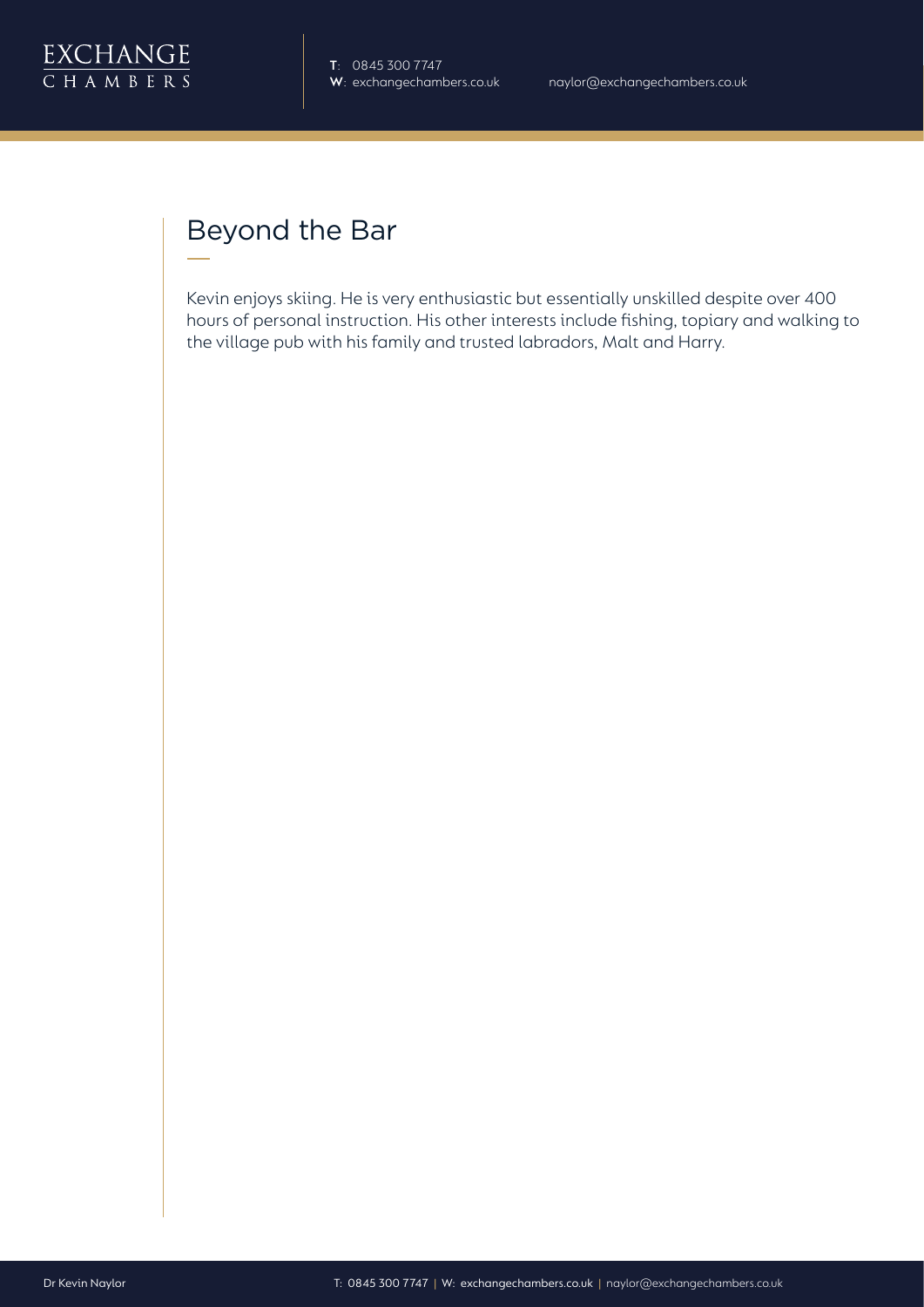## Beyond the Bar

Kevin enjoys skiing. He is very enthusiastic but essentially unskilled despite over 400 hours of personal instruction. His other interests include fishing, topiary and walking to the village pub with his family and trusted labradors, Malt and Harry.